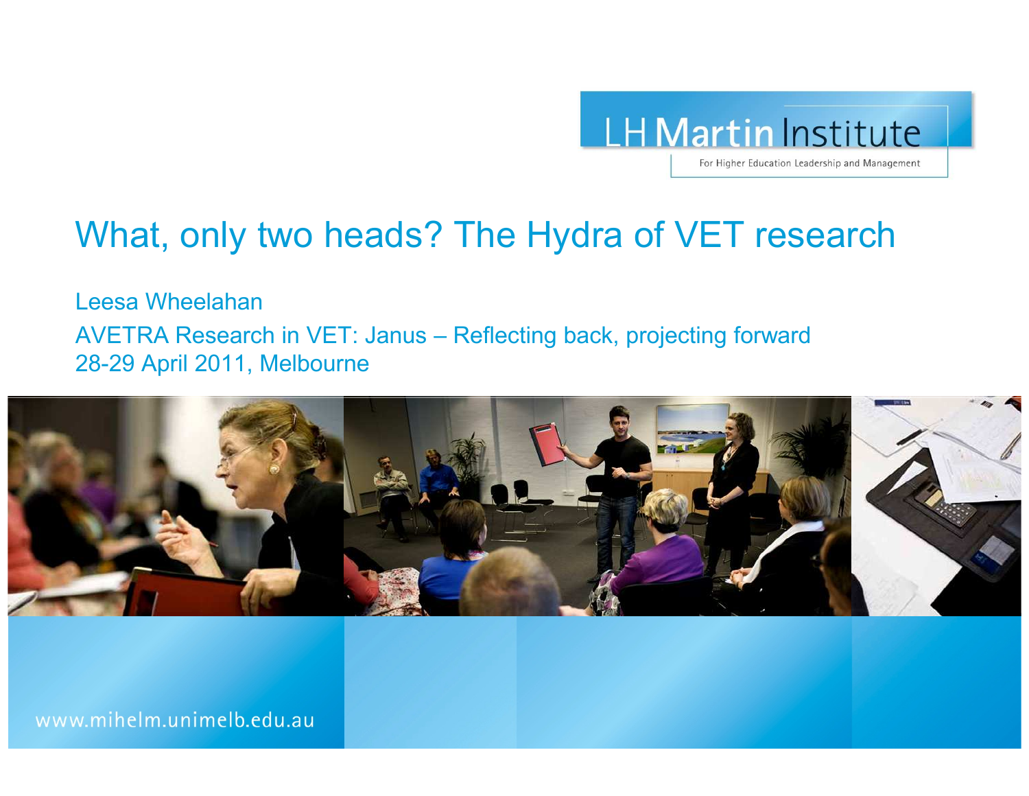LH Martin Institute

For Higher Education Leadership and Management

# What, only two heads? The Hydra of VET research

Leesa Wheelahan

AVETRA Research in VET: Janus – Reflecting back, projecting forward
28-29 April 2011, Melbourne

www.mihelm.unimelb.edu.au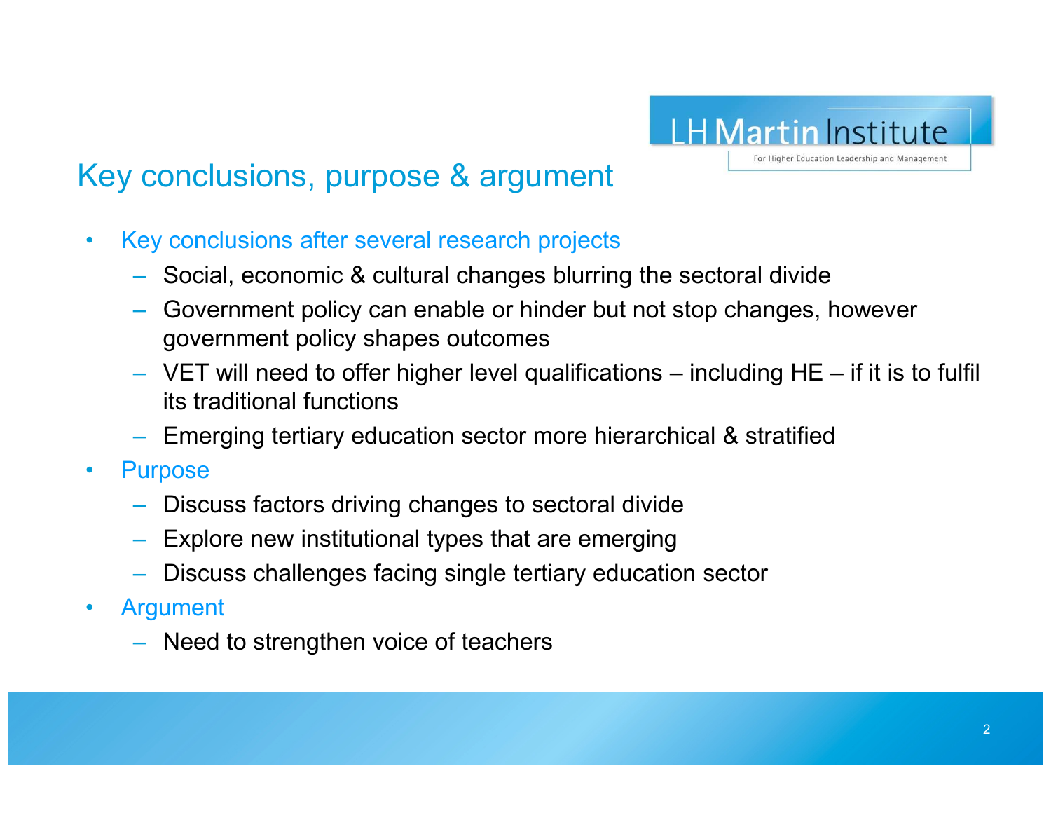## Key conclusions, purpose & argument

- Key conclusions after several research projects
  - Social, economic & cultural changes blurring the sectoral divide
  - Government policy can enable or hinder but not stop changes, however government policy shapes outcomes
  - VET will need to offer higher level qualifications – including HE – if it is to fulfil its traditional functions
  - Emerging tertiary education sector more hierarchical & stratified
- Purpose
  - Discuss factors driving changes to sectoral divide
  - Explore new institutional types that are emerging
  - Discuss challenges facing single tertiary education sector
- Argument
  - Need to strengthen voice of teachers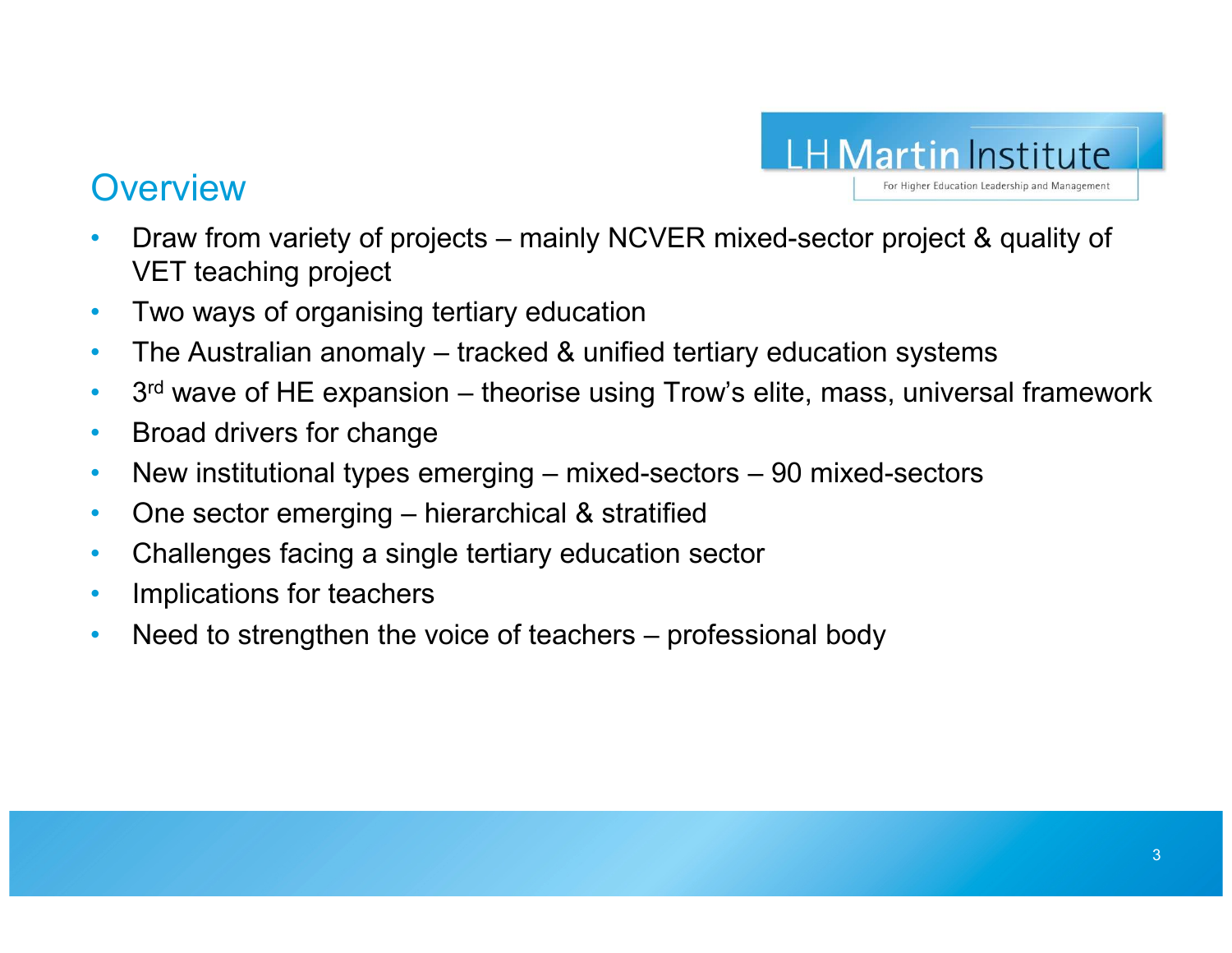LH Martin Institute
For Higher Education Leadership and Management

## Overview

- Draw from variety of projects – mainly NCVER mixed-sector project & quality of VET teaching project
- Two ways of organising tertiary education
- The Australian anomaly – tracked & unified tertiary education systems
- 3rd wave of HE expansion – theorise using Trow's elite, mass, universal framework
- Broad drivers for change
- New institutional types emerging – mixed-sectors – 90 mixed-sectors
- One sector emerging – hierarchical & stratified
- Challenges facing a single tertiary education sector
- Implications for teachers
- Need to strengthen the voice of teachers – professional body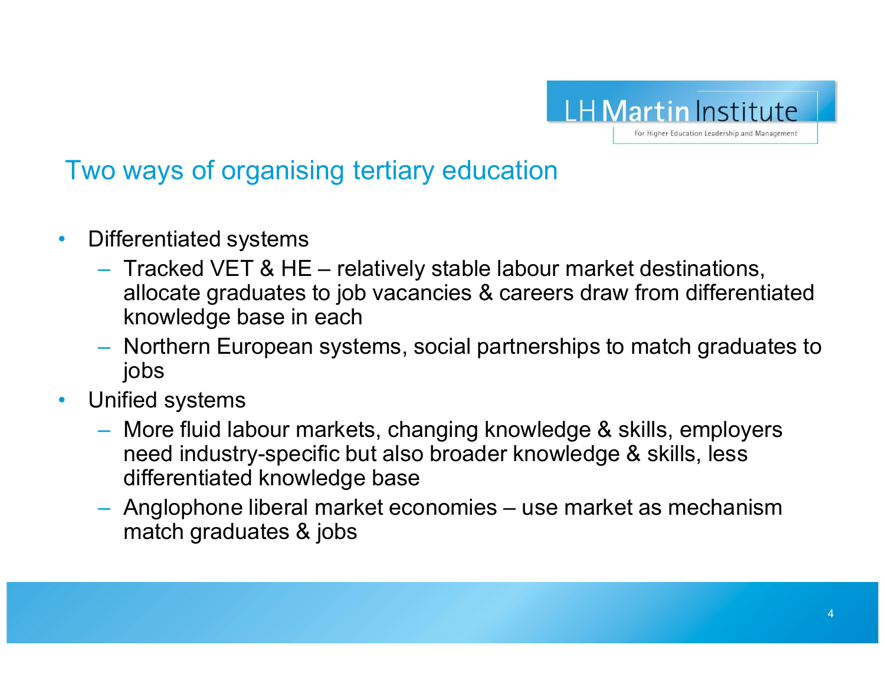## Two ways of organising tertiary education

- Differentiated systems
  - Tracked VET & HE – relatively stable labour market destinations, allocate graduates to job vacancies & careers draw from differentiated knowledge base in each
  - Northern European systems, social partnerships to match graduates to jobs
- Unified systems
  - More fluid labour markets, changing knowledge & skills, employers need industry-specific but also broader knowledge & skills, less differentiated knowledge base
  - Anglophone liberal market economies – use market as mechanism match graduates & jobs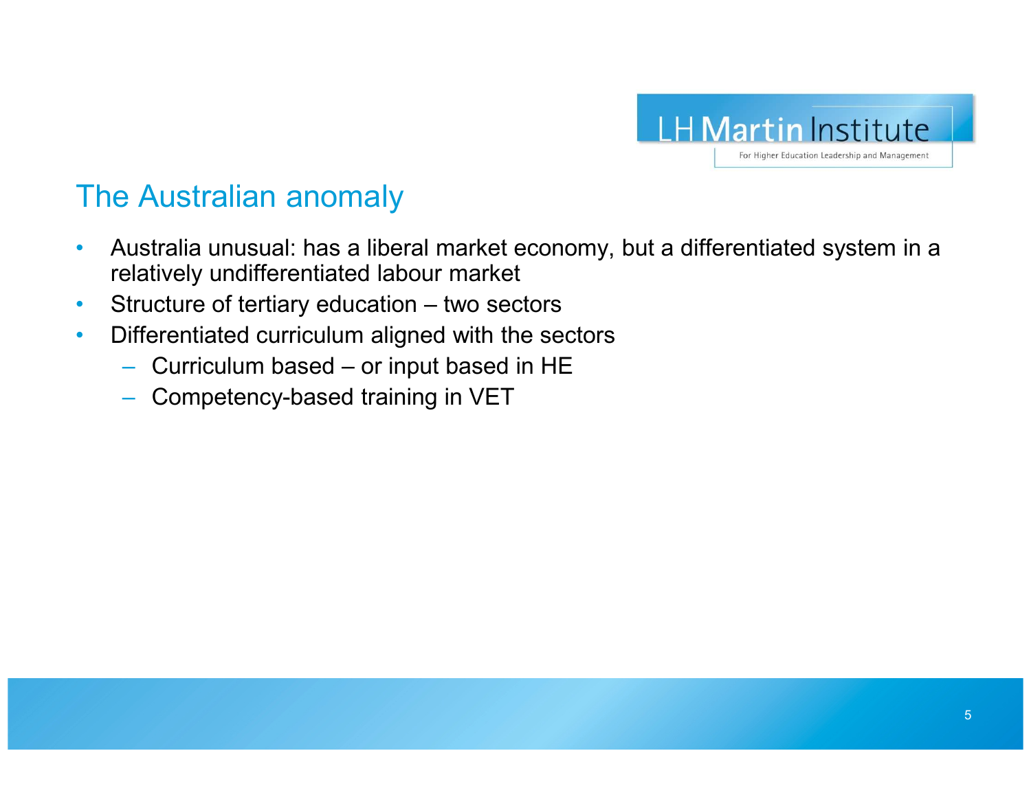## The Australian anomaly

- Australia unusual: has a liberal market economy, but a differentiated system in a relatively undifferentiated labour market
- Structure of tertiary education – two sectors
- Differentiated curriculum aligned with the sectors
  - Curriculum based – or input based in HE
  - Competency-based training in VET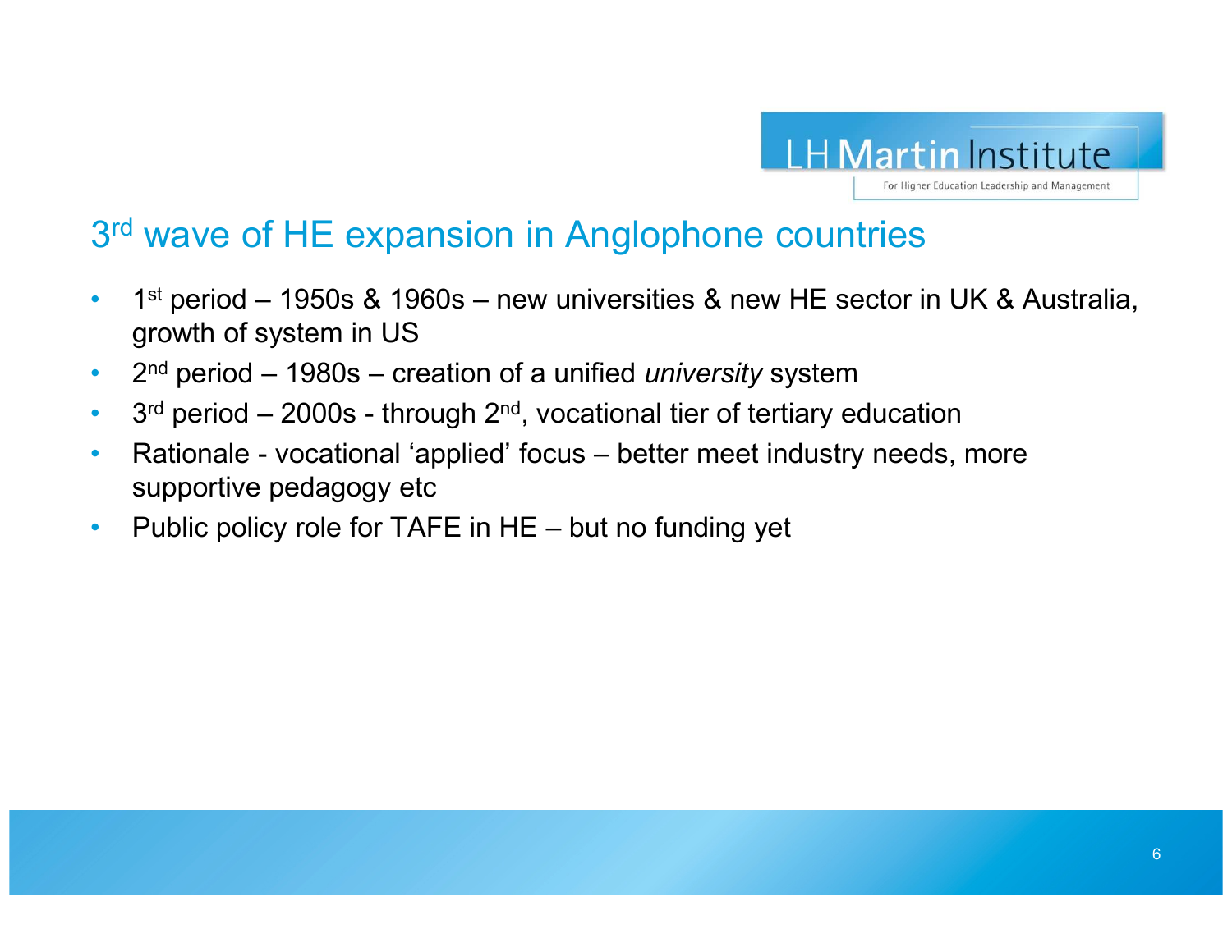# 3rd wave of HE expansion in Anglophone countries

- 1st period – 1950s & 1960s – new universities & new HE sector in UK & Australia, growth of system in US
- 2nd period – 1980s – creation of a unified *university* system
- 3rd period – 2000s - through 2nd, vocational tier of tertiary education
- Rationale - vocational 'applied' focus – better meet industry needs, more supportive pedagogy etc
- Public policy role for TAFE in HE – but no funding yet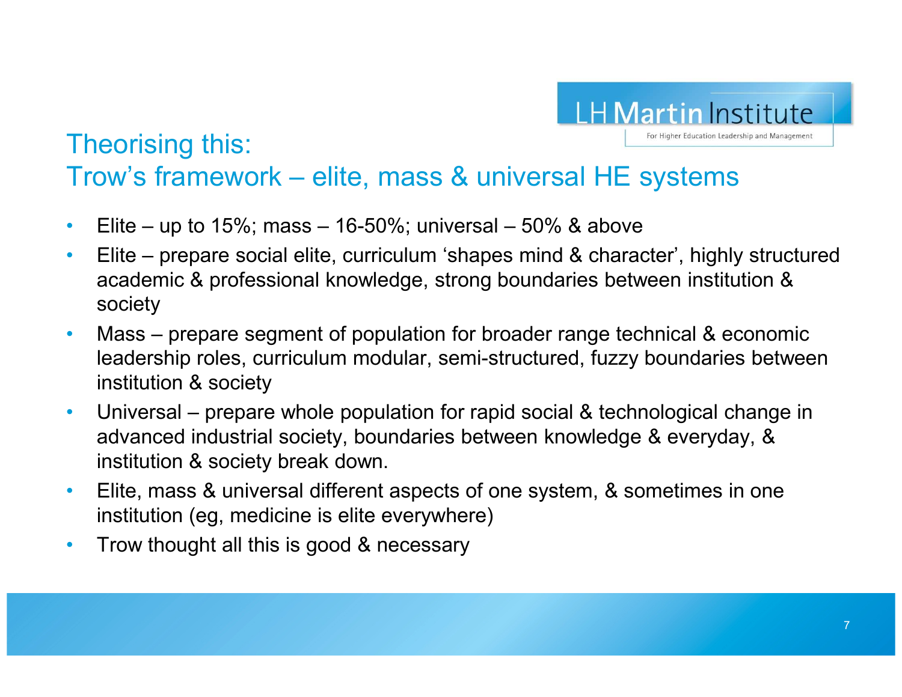## Theorising this:
## Trow's framework – elite, mass & universal HE systems

- Elite – up to 15%; mass – 16-50%; universal – 50% & above
- Elite – prepare social elite, curriculum 'shapes mind & character', highly structured academic & professional knowledge, strong boundaries between institution & society
- Mass – prepare segment of population for broader range technical & economic leadership roles, curriculum modular, semi-structured, fuzzy boundaries between institution & society
- Universal – prepare whole population for rapid social & technological change in advanced industrial society, boundaries between knowledge & everyday, & institution & society break down.
- Elite, mass & universal different aspects of one system, & sometimes in one institution (eg, medicine is elite everywhere)
- Trow thought all this is good & necessary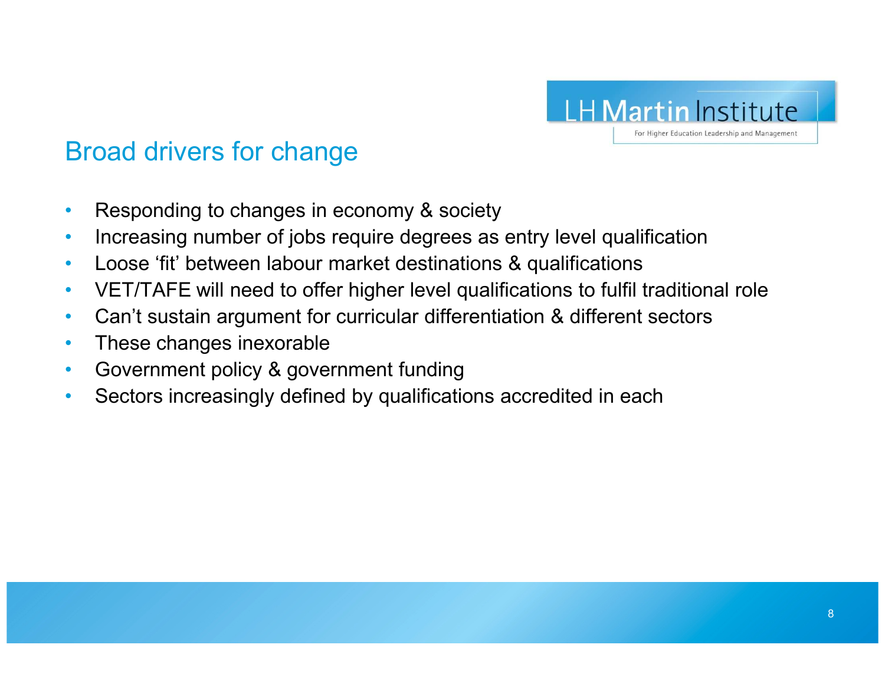## Broad drivers for change

- Responding to changes in economy & society
- Increasing number of jobs require degrees as entry level qualification
- Loose 'fit' between labour market destinations & qualifications
- VET/TAFE will need to offer higher level qualifications to fulfil traditional role
- Can't sustain argument for curricular differentiation & different sectors
- These changes inexorable
- Government policy & government funding
- Sectors increasingly defined by qualifications accredited in each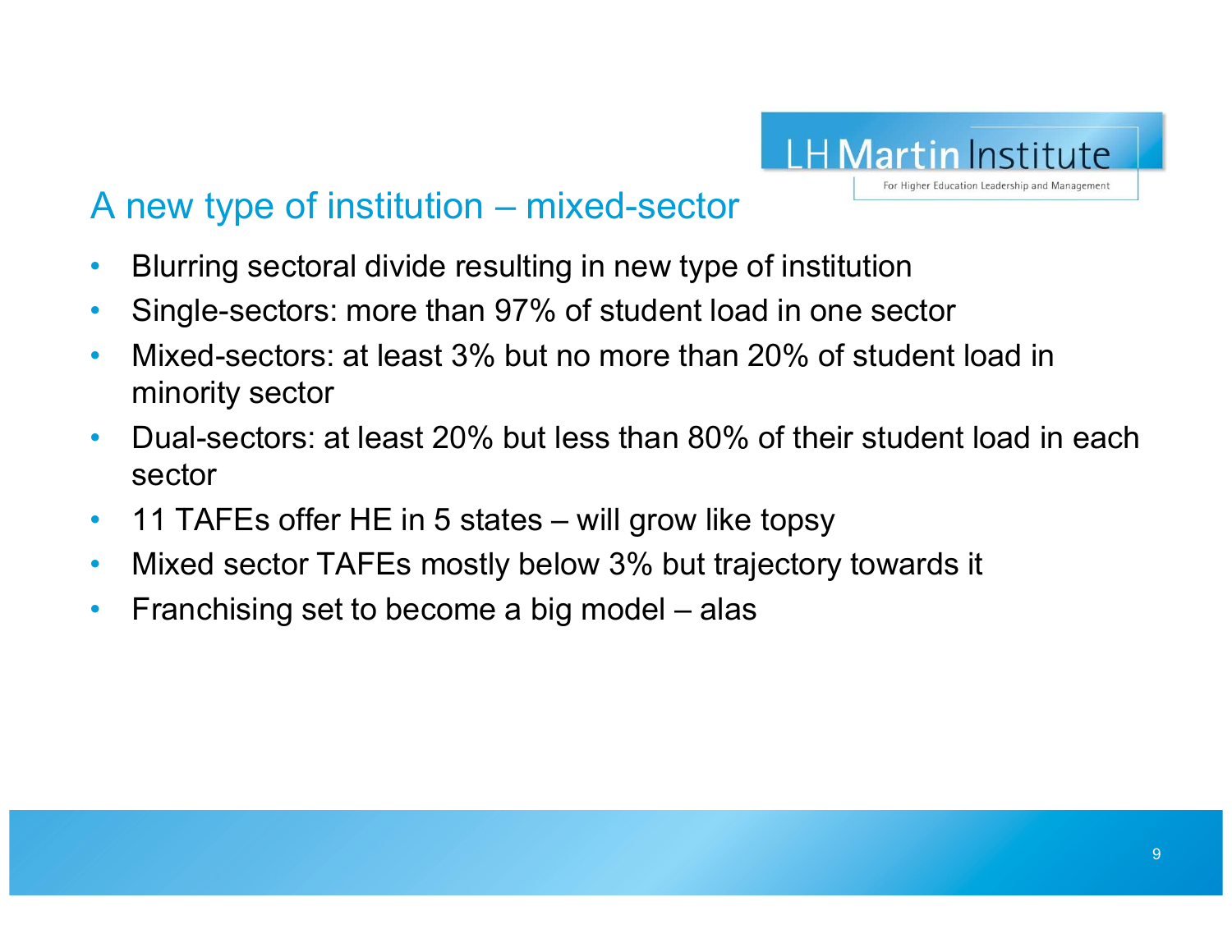## A new type of institution – mixed-sector

- Blurring sectoral divide resulting in new type of institution
- Single-sectors: more than 97% of student load in one sector
- Mixed-sectors: at least 3% but no more than 20% of student load in minority sector
- Dual-sectors: at least 20% but less than 80% of their student load in each sector
- 11 TAFEs offer HE in 5 states – will grow like topsy
- Mixed sector TAFEs mostly below 3% but trajectory towards it
- Franchising set to become a big model – alas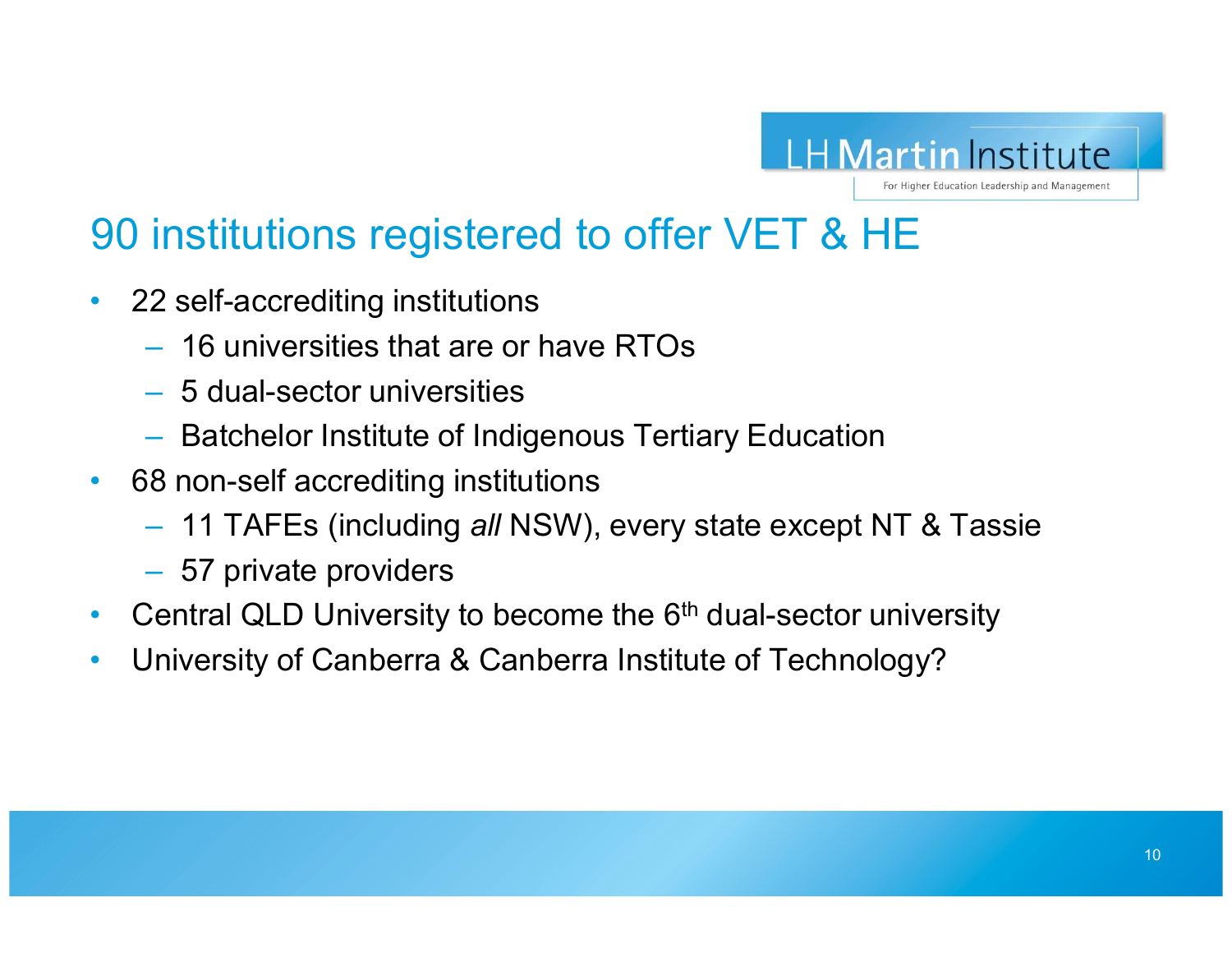# 90 institutions registered to offer VET & HE

- 22 self-accrediting institutions
  - 16 universities that are or have RTOs
  - 5 dual-sector universities
  - Batchelor Institute of Indigenous Tertiary Education
- 68 non-self accrediting institutions
  - 11 TAFEs (including *all* NSW), every state except NT & Tassie
  - 57 private providers
- Central QLD University to become the 6th dual-sector university
- University of Canberra & Canberra Institute of Technology?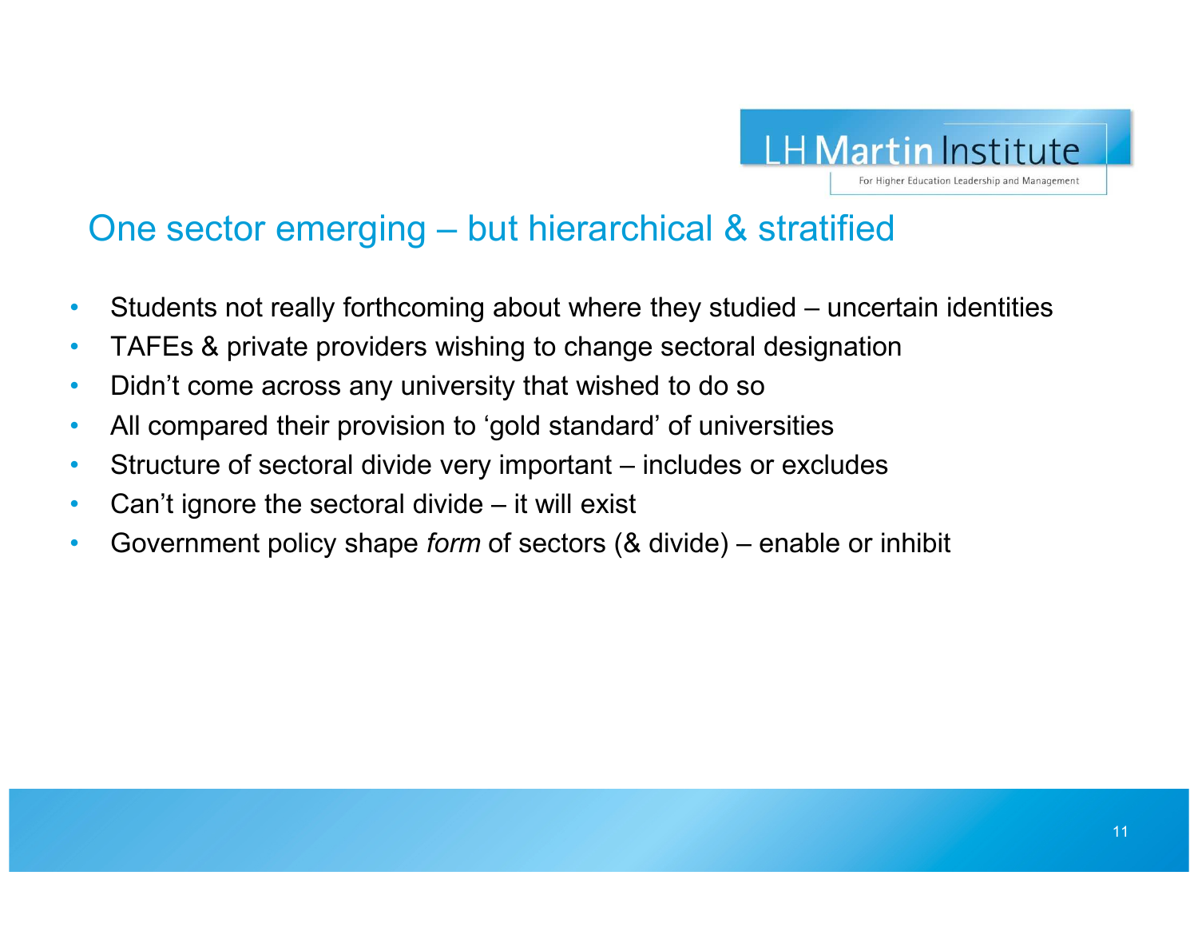## One sector emerging – but hierarchical & stratified

- Students not really forthcoming about where they studied – uncertain identities
- TAFEs & private providers wishing to change sectoral designation
- Didn't come across any university that wished to do so
- All compared their provision to 'gold standard' of universities
- Structure of sectoral divide very important – includes or excludes
- Can't ignore the sectoral divide – it will exist
- Government policy shape *form* of sectors (& divide) – enable or inhibit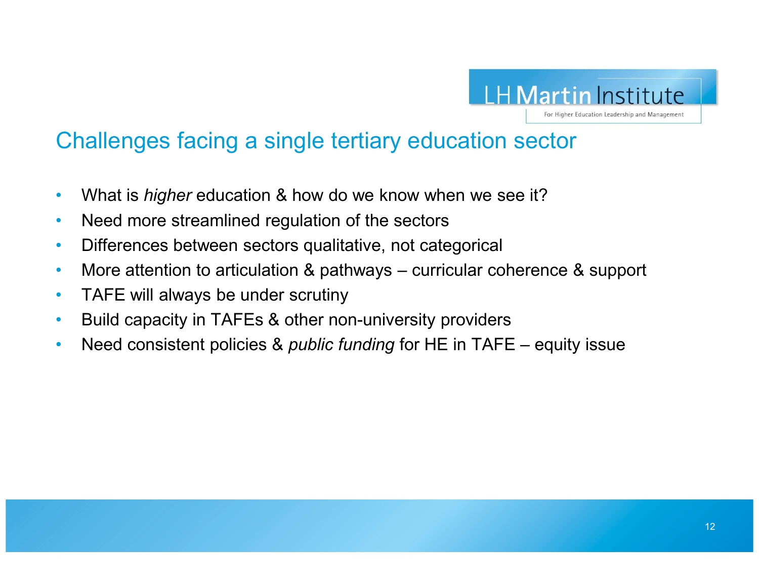## Challenges facing a single tertiary education sector

- What is *higher* education & how do we know when we see it?
- Need more streamlined regulation of the sectors
- Differences between sectors qualitative, not categorical
- More attention to articulation & pathways – curricular coherence & support
- TAFE will always be under scrutiny
- Build capacity in TAFEs & other non-university providers
- Need consistent policies & *public funding* for HE in TAFE – equity issue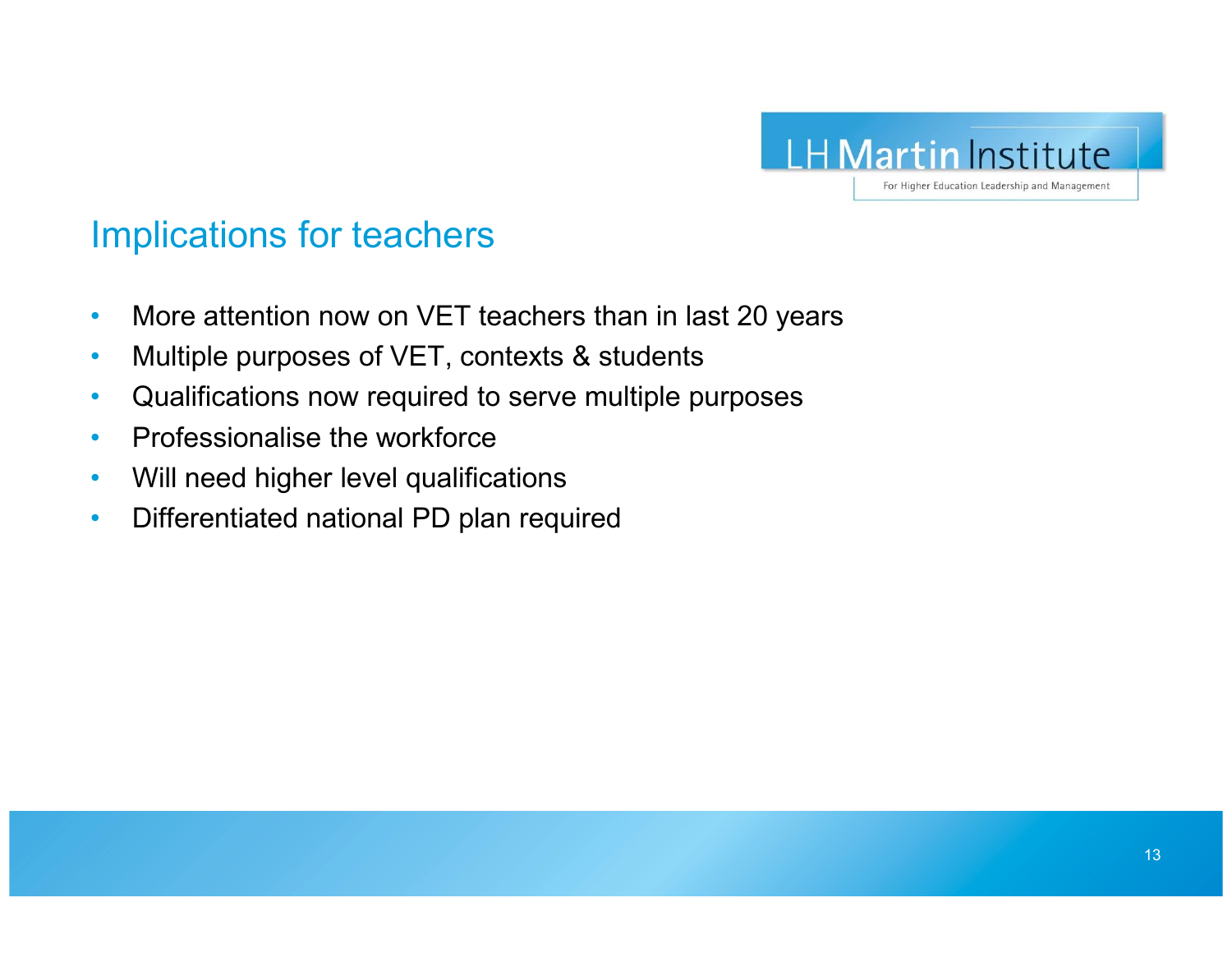## Implications for teachers

- More attention now on VET teachers than in last 20 years
- Multiple purposes of VET, contexts & students
- Qualifications now required to serve multiple purposes
- Professionalise the workforce
- Will need higher level qualifications
- Differentiated national PD plan required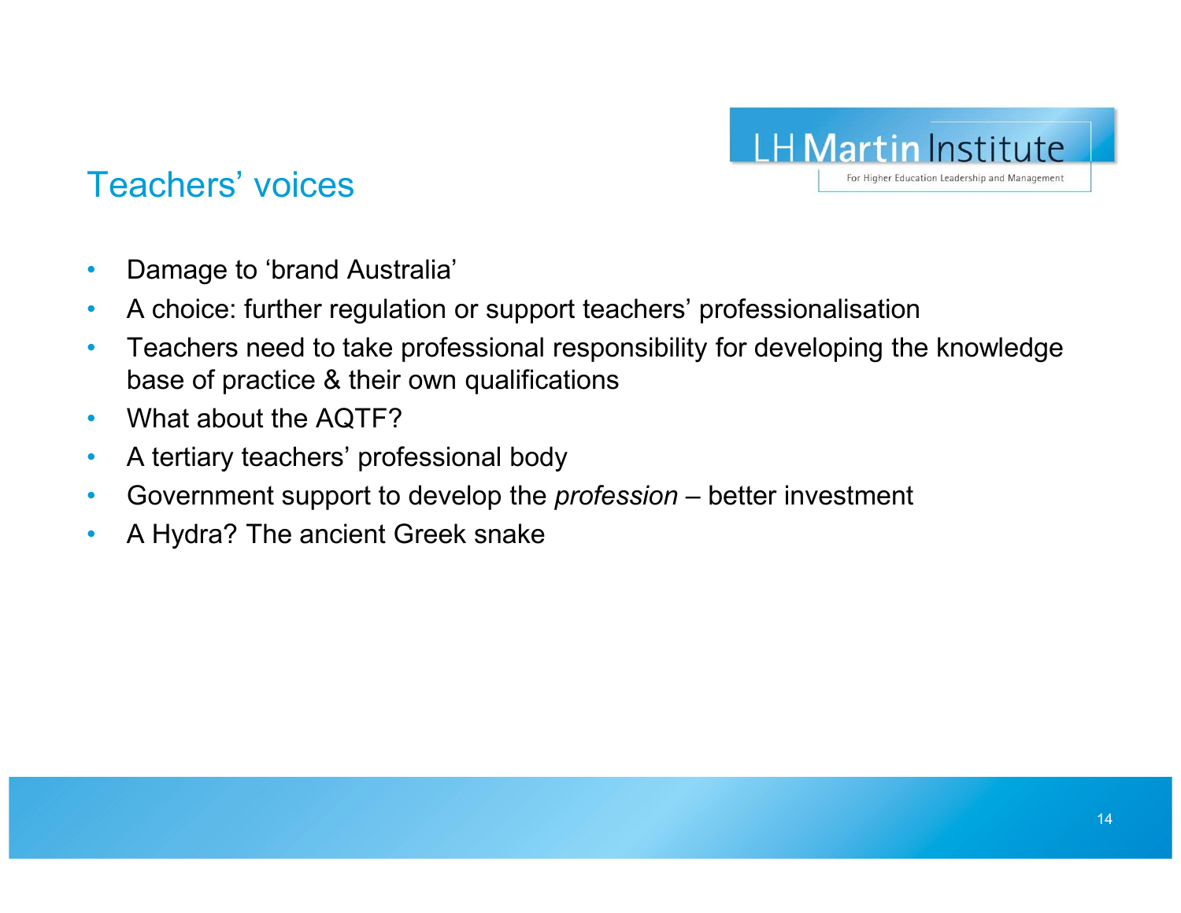## Teachers' voices

- Damage to 'brand Australia'
- A choice: further regulation or support teachers' professionalisation
- Teachers need to take professional responsibility for developing the knowledge base of practice & their own qualifications
- What about the AQTF?
- A tertiary teachers' professional body
- Government support to develop the *profession* – better investment
- A Hydra? The ancient Greek snake